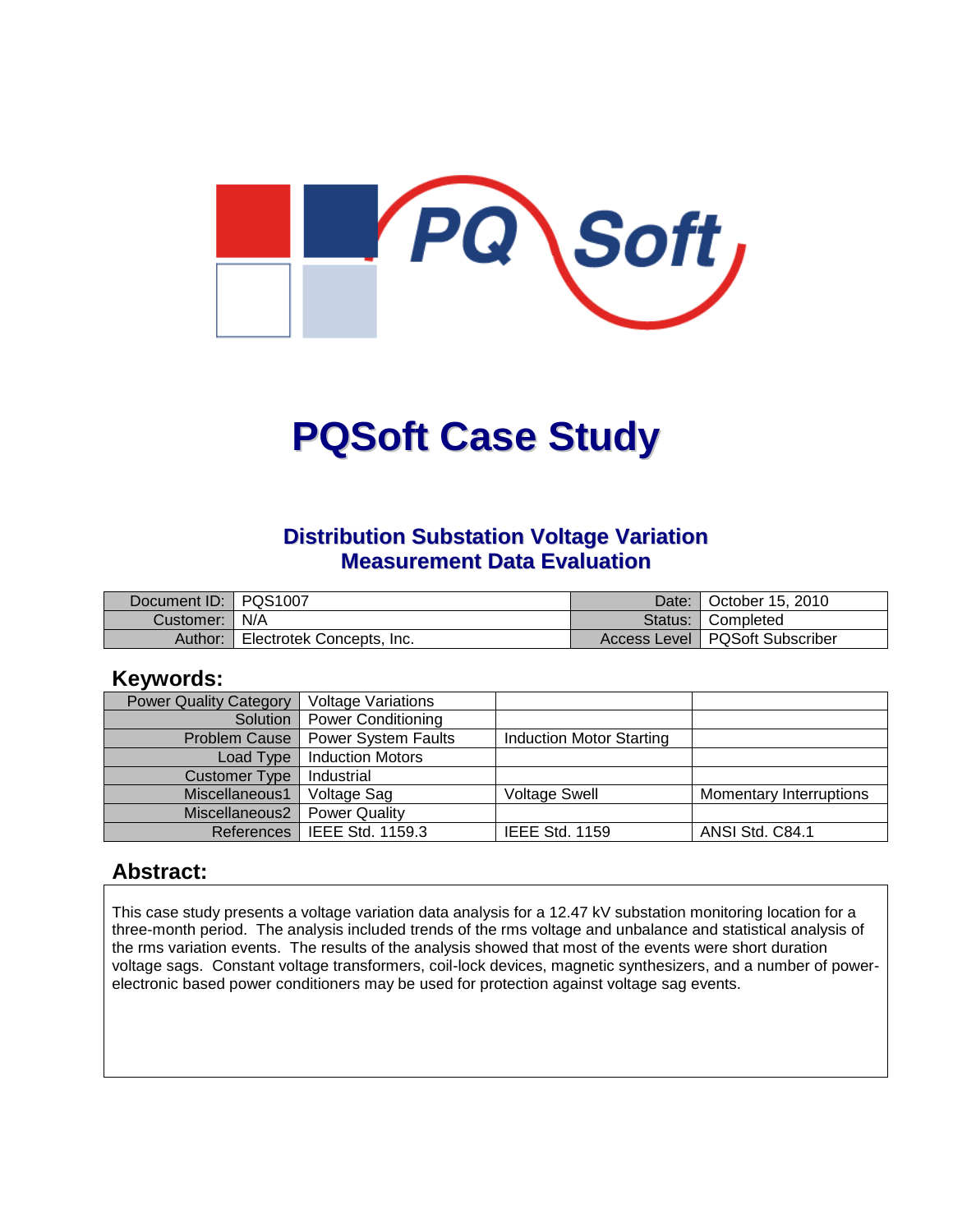# PQSoft Case Study

## Distribution Substation Voltage Variation Measurement Data Evaluation

| Document ID: | PQS1007 | Date: | October 15, 2010 |
|---|---|---|---|
| Customer: | N/A | Status: | Completed |
| Author: | Electrotek Concepts, Inc. | Access Level | PQSoft Subscriber |

## Keywords:

| Power Quality Category | Voltage Variations | | |
|---|---|---|---|
| Solution | Power Conditioning | | |
| Problem Cause | Power System Faults | Induction Motor Starting | |
| Load Type | Induction Motors | | |
| Customer Type | Industrial | | |
| Miscellaneous1 | Voltage Sag | Voltage Swell | Momentary Interruptions |
| Miscellaneous2 | Power Quality | | |
| References | IEEE Std. 1159.3 | IEEE Std. 1159 | ANSI Std. C84.1 |

## Abstract:

This case study presents a voltage variation data analysis for a 12.47 kV substation monitoring location for a three-month period. The analysis included trends of the rms voltage and unbalance and statistical analysis of the rms variation events. The results of the analysis showed that most of the events were short duration voltage sags. Constant voltage transformers, coil-lock devices, magnetic synthesizers, and a number of power-electronic based power conditioners may be used for protection against voltage sag events.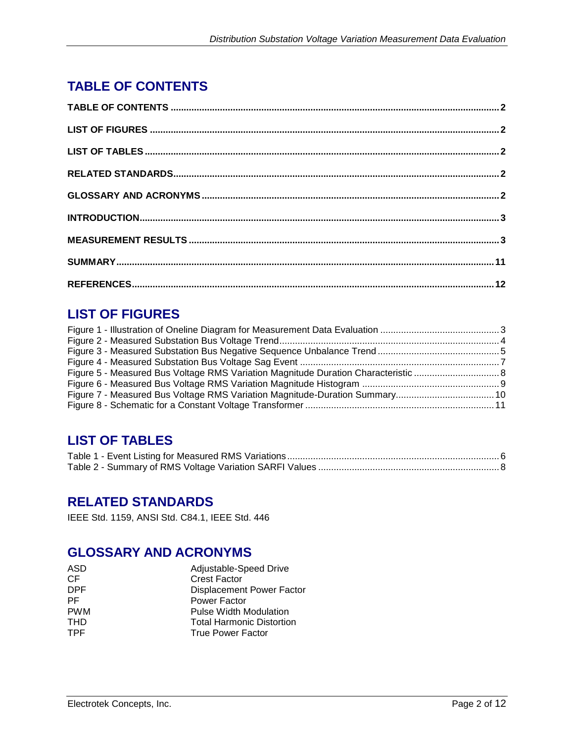# TABLE OF CONTENTS

**TABLE OF CONTENTS** ........................................................................ **2**

**LIST OF FIGURES** ........................................................................ **2**

**LIST OF TABLES** ........................................................................ **2**

**RELATED STANDARDS** ........................................................................ **2**

**GLOSSARY AND ACRONYMS** ........................................................................ **2**

**INTRODUCTION** ........................................................................ **3**

**MEASUREMENT RESULTS** ........................................................................ **3**

**SUMMARY** ........................................................................ **11**

**REFERENCES** ........................................................................ **12**

# LIST OF FIGURES

Figure 1 - Illustration of Oneline Diagram for Measurement Data Evaluation ........................................ 3
Figure 2 - Measured Substation Bus Voltage Trend ........................................ 4
Figure 3 - Measured Substation Bus Negative Sequence Unbalance Trend ........................................ 5
Figure 4 - Measured Substation Bus Voltage Sag Event ........................................ 7
Figure 5 - Measured Bus Voltage RMS Variation Magnitude Duration Characteristic ........................................ 8
Figure 6 - Measured Bus Voltage RMS Variation Magnitude Histogram ........................................ 9
Figure 7 - Measured Bus Voltage RMS Variation Magnitude-Duration Summary ........................................ 10
Figure 8 - Schematic for a Constant Voltage Transformer ........................................ 11

# LIST OF TABLES

Table 1 - Event Listing for Measured RMS Variations ........................................ 6
Table 2 - Summary of RMS Voltage Variation SARFI Values ........................................ 8

# RELATED STANDARDS

IEEE Std. 1159, ANSI Std. C84.1, IEEE Std. 446

# GLOSSARY AND ACRONYMS

| | |
|---|---|
| ASD | Adjustable-Speed Drive |
| CF | Crest Factor |
| DPF | Displacement Power Factor |
| PF | Power Factor |
| PWM | Pulse Width Modulation |
| THD | Total Harmonic Distortion |
| TPF | True Power Factor |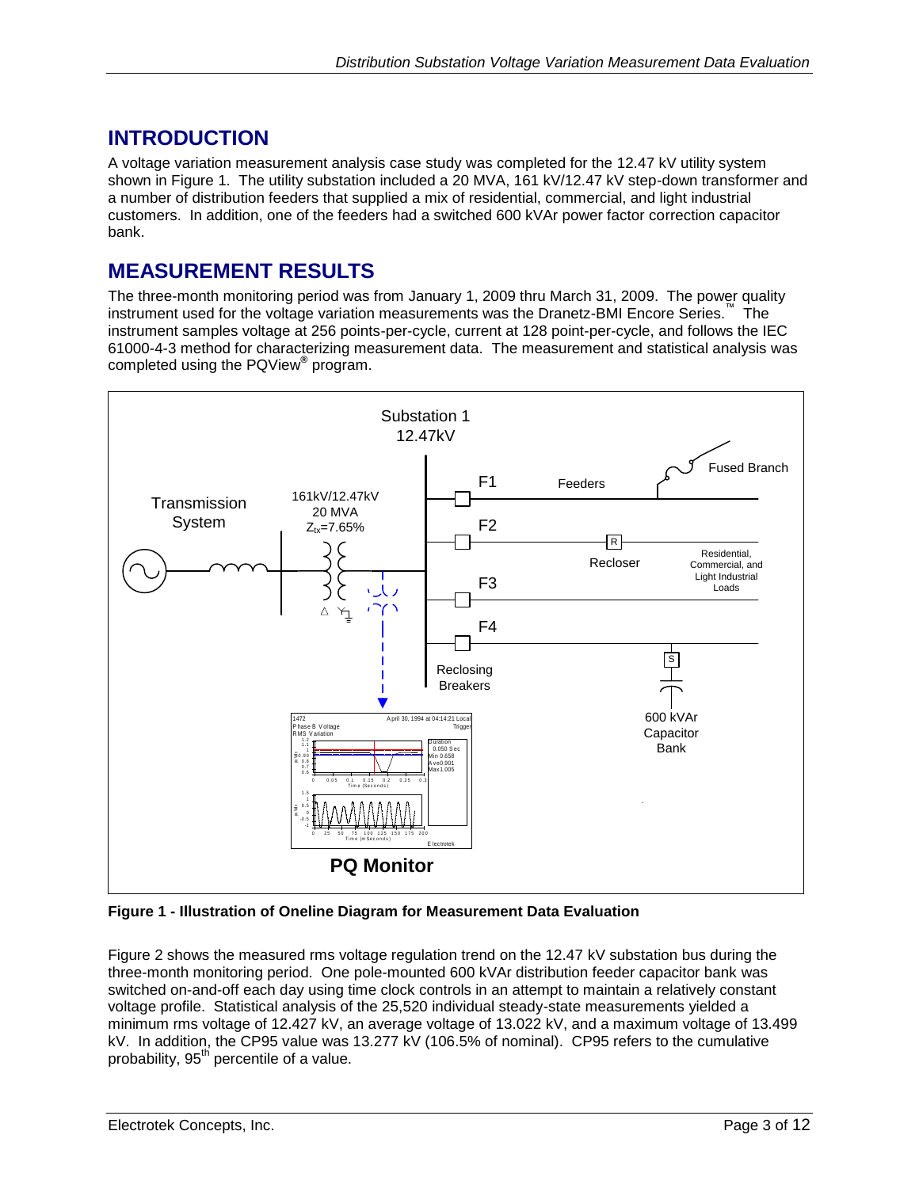## INTRODUCTION

A voltage variation measurement analysis case study was completed for the 12.47 kV utility system shown in Figure 1. The utility substation included a 20 MVA, 161 kV/12.47 kV step-down transformer and a number of distribution feeders that supplied a mix of residential, commercial, and light industrial customers. In addition, one of the feeders had a switched 600 kVAr power factor correction capacitor bank.

## MEASUREMENT RESULTS

The three-month monitoring period was from January 1, 2009 thru March 31, 2009. The power quality instrument used for the voltage variation measurements was the Dranetz-BMI Encore Series.™ The instrument samples voltage at 256 points-per-cycle, current at 128 point-per-cycle, and follows the IEC 61000-4-3 method for characterizing measurement data. The measurement and statistical analysis was completed using the PQView® program.

**Figure 1 - Illustration of Oneline Diagram for Measurement Data Evaluation**

Figure 2 shows the measured rms voltage regulation trend on the 12.47 kV substation bus during the three-month monitoring period. One pole-mounted 600 kVAr distribution feeder capacitor bank was switched on-and-off each day using time clock controls in an attempt to maintain a relatively constant voltage profile. Statistical analysis of the 25,520 individual steady-state measurements yielded a minimum rms voltage of 12.427 kV, an average voltage of 13.022 kV, and a maximum voltage of 13.499 kV. In addition, the CP95 value was 13.277 kV (106.5% of nominal). CP95 refers to the cumulative probability, 95$^{th}$ percentile of a value.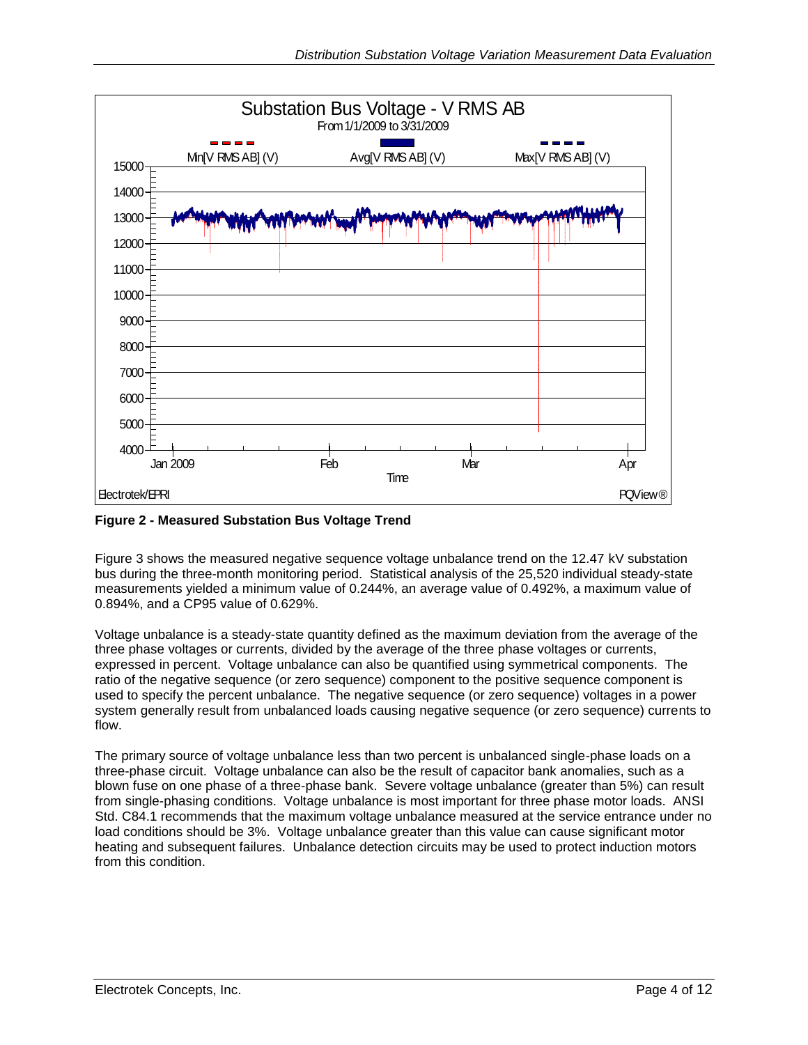**Figure 2 - Measured Substation Bus Voltage Trend**

Figure 3 shows the measured negative sequence voltage unbalance trend on the 12.47 kV substation bus during the three-month monitoring period. Statistical analysis of the 25,520 individual steady-state measurements yielded a minimum value of 0.244%, an average value of 0.492%, a maximum value of 0.894%, and a CP95 value of 0.629%.

Voltage unbalance is a steady-state quantity defined as the maximum deviation from the average of the three phase voltages or currents, divided by the average of the three phase voltages or currents, expressed in percent. Voltage unbalance can also be quantified using symmetrical components. The ratio of the negative sequence (or zero sequence) component to the positive sequence component is used to specify the percent unbalance. The negative sequence (or zero sequence) voltages in a power system generally result from unbalanced loads causing negative sequence (or zero sequence) currents to flow.

The primary source of voltage unbalance less than two percent is unbalanced single-phase loads on a three-phase circuit. Voltage unbalance can also be the result of capacitor bank anomalies, such as a blown fuse on one phase of a three-phase bank. Severe voltage unbalance (greater than 5%) can result from single-phasing conditions. Voltage unbalance is most important for three phase motor loads. ANSI Std. C84.1 recommends that the maximum voltage unbalance measured at the service entrance under no load conditions should be 3%. Voltage unbalance greater than this value can cause significant motor heating and subsequent failures. Unbalance detection circuits may be used to protect induction motors from this condition.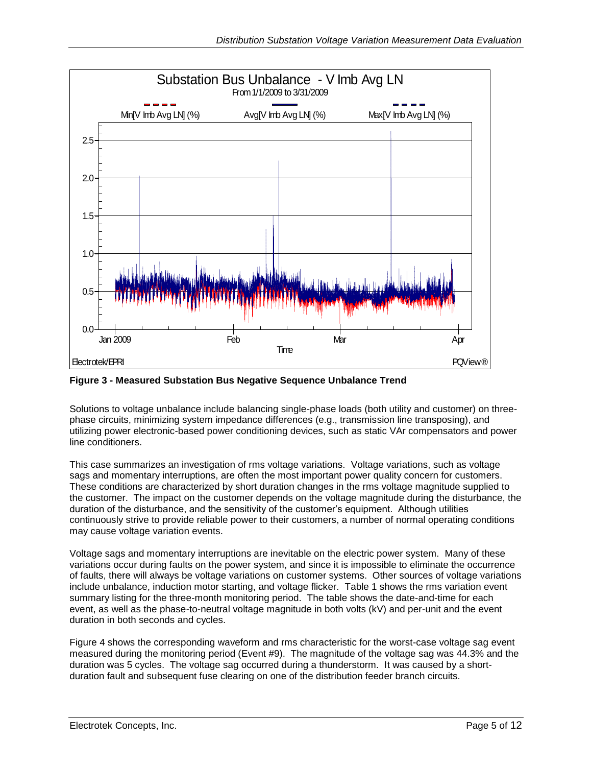**Figure 3 - Measured Substation Bus Negative Sequence Unbalance Trend**

Solutions to voltage unbalance include balancing single-phase loads (both utility and customer) on three-phase circuits, minimizing system impedance differences (e.g., transmission line transposing), and utilizing power electronic-based power conditioning devices, such as static VAr compensators and power line conditioners.

This case summarizes an investigation of rms voltage variations. Voltage variations, such as voltage sags and momentary interruptions, are often the most important power quality concern for customers. These conditions are characterized by short duration changes in the rms voltage magnitude supplied to the customer. The impact on the customer depends on the voltage magnitude during the disturbance, the duration of the disturbance, and the sensitivity of the customer's equipment. Although utilities continuously strive to provide reliable power to their customers, a number of normal operating conditions may cause voltage variation events.

Voltage sags and momentary interruptions are inevitable on the electric power system. Many of these variations occur during faults on the power system, and since it is impossible to eliminate the occurrence of faults, there will always be voltage variations on customer systems. Other sources of voltage variations include unbalance, induction motor starting, and voltage flicker. Table 1 shows the rms variation event summary listing for the three-month monitoring period. The table shows the date-and-time for each event, as well as the phase-to-neutral voltage magnitude in both volts (kV) and per-unit and the event duration in both seconds and cycles.

Figure 4 shows the corresponding waveform and rms characteristic for the worst-case voltage sag event measured during the monitoring period (Event #9). The magnitude of the voltage sag was 44.3% and the duration was 5 cycles. The voltage sag occurred during a thunderstorm. It was caused by a short-duration fault and subsequent fuse clearing on one of the distribution feeder branch circuits.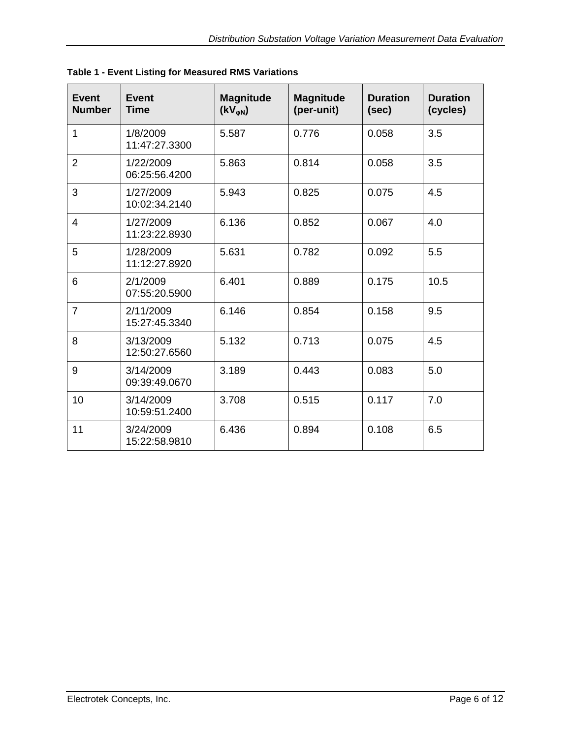**Table 1 - Event Listing for Measured RMS Variations**

| Event Number | Event Time | Magnitude ($kV_{\varphi N}$) | Magnitude (per-unit) | Duration (sec) | Duration (cycles) |
|---|---|---|---|---|---|
| 1 | 1/8/2009 11:47:27.3300 | 5.587 | 0.776 | 0.058 | 3.5 |
| 2 | 1/22/2009 06:25:56.4200 | 5.863 | 0.814 | 0.058 | 3.5 |
| 3 | 1/27/2009 10:02:34.2140 | 5.943 | 0.825 | 0.075 | 4.5 |
| 4 | 1/27/2009 11:23:22.8930 | 6.136 | 0.852 | 0.067 | 4.0 |
| 5 | 1/28/2009 11:12:27.8920 | 5.631 | 0.782 | 0.092 | 5.5 |
| 6 | 2/1/2009 07:55:20.5900 | 6.401 | 0.889 | 0.175 | 10.5 |
| 7 | 2/11/2009 15:27:45.3340 | 6.146 | 0.854 | 0.158 | 9.5 |
| 8 | 3/13/2009 12:50:27.6560 | 5.132 | 0.713 | 0.075 | 4.5 |
| 9 | 3/14/2009 09:39:49.0670 | 3.189 | 0.443 | 0.083 | 5.0 |
| 10 | 3/14/2009 10:59:51.2400 | 3.708 | 0.515 | 0.117 | 7.0 |
| 11 | 3/24/2009 15:22:58.9810 | 6.436 | 0.894 | 0.108 | 6.5 |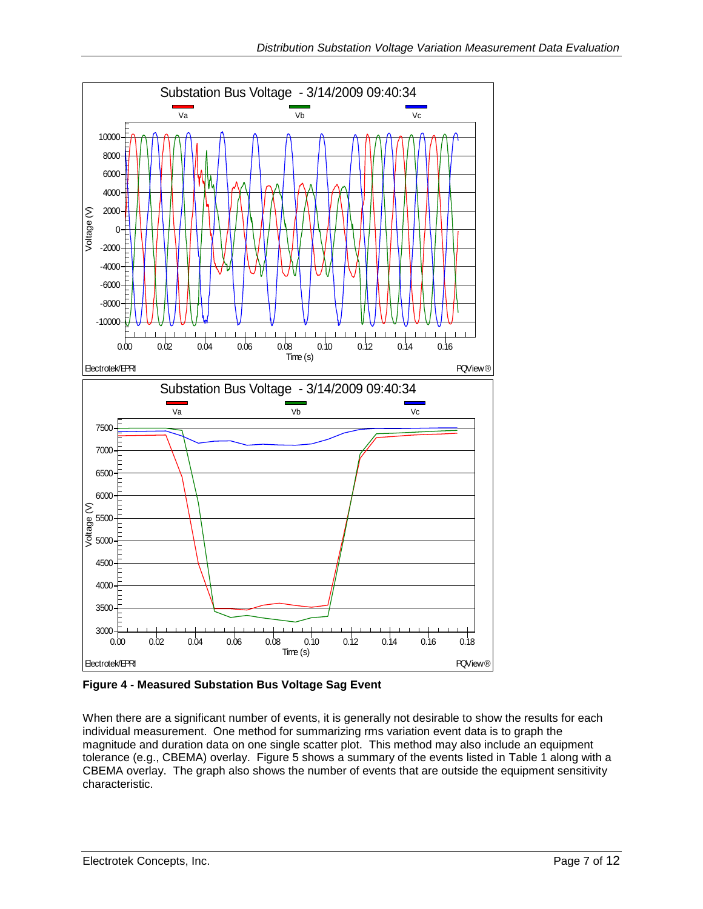**Figure 4 - Measured Substation Bus Voltage Sag Event**

When there are a significant number of events, it is generally not desirable to show the results for each individual measurement. One method for summarizing rms variation event data is to graph the magnitude and duration data on one single scatter plot. This method may also include an equipment tolerance (e.g., CBEMA) overlay. Figure 5 shows a summary of the events listed in Table 1 along with a CBEMA overlay. The graph also shows the number of events that are outside the equipment sensitivity characteristic.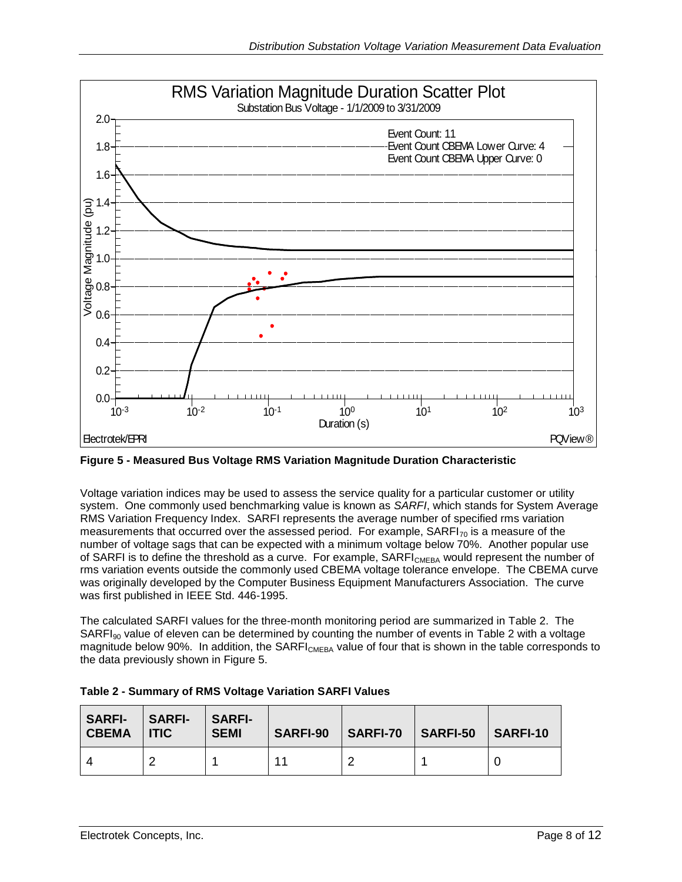**Figure 5 - Measured Bus Voltage RMS Variation Magnitude Duration Characteristic**

Voltage variation indices may be used to assess the service quality for a particular customer or utility system. One commonly used benchmarking value is known as *SARFI*, which stands for System Average RMS Variation Frequency Index. SARFI represents the average number of specified rms variation measurements that occurred over the assessed period. For example, $SARFI_{70}$ is a measure of the number of voltage sags that can be expected with a minimum voltage below 70%. Another popular use of SARFI is to define the threshold as a curve. For example, $SARFI_{CMEBA}$ would represent the number of rms variation events outside the commonly used CBEMA voltage tolerance envelope. The CBEMA curve was originally developed by the Computer Business Equipment Manufacturers Association. The curve was first published in IEEE Std. 446-1995.

The calculated SARFI values for the three-month monitoring period are summarized in Table 2. The $SARFI_{90}$ value of eleven can be determined by counting the number of events in Table 2 with a voltage magnitude below 90%. In addition, the $SARFI_{CMEBA}$ value of four that is shown in the table corresponds to the data previously shown in Figure 5.

**Table 2 - Summary of RMS Voltage Variation SARFI Values**

| SARFI-CBEMA | SARFI-ITIC | SARFI-SEMI | SARFI-90 | SARFI-70 | SARFI-50 | SARFI-10 |
|---|---|---|---|---|---|---|
| 4 | 2 | 1 | 11 | 2 | 1 | 0 |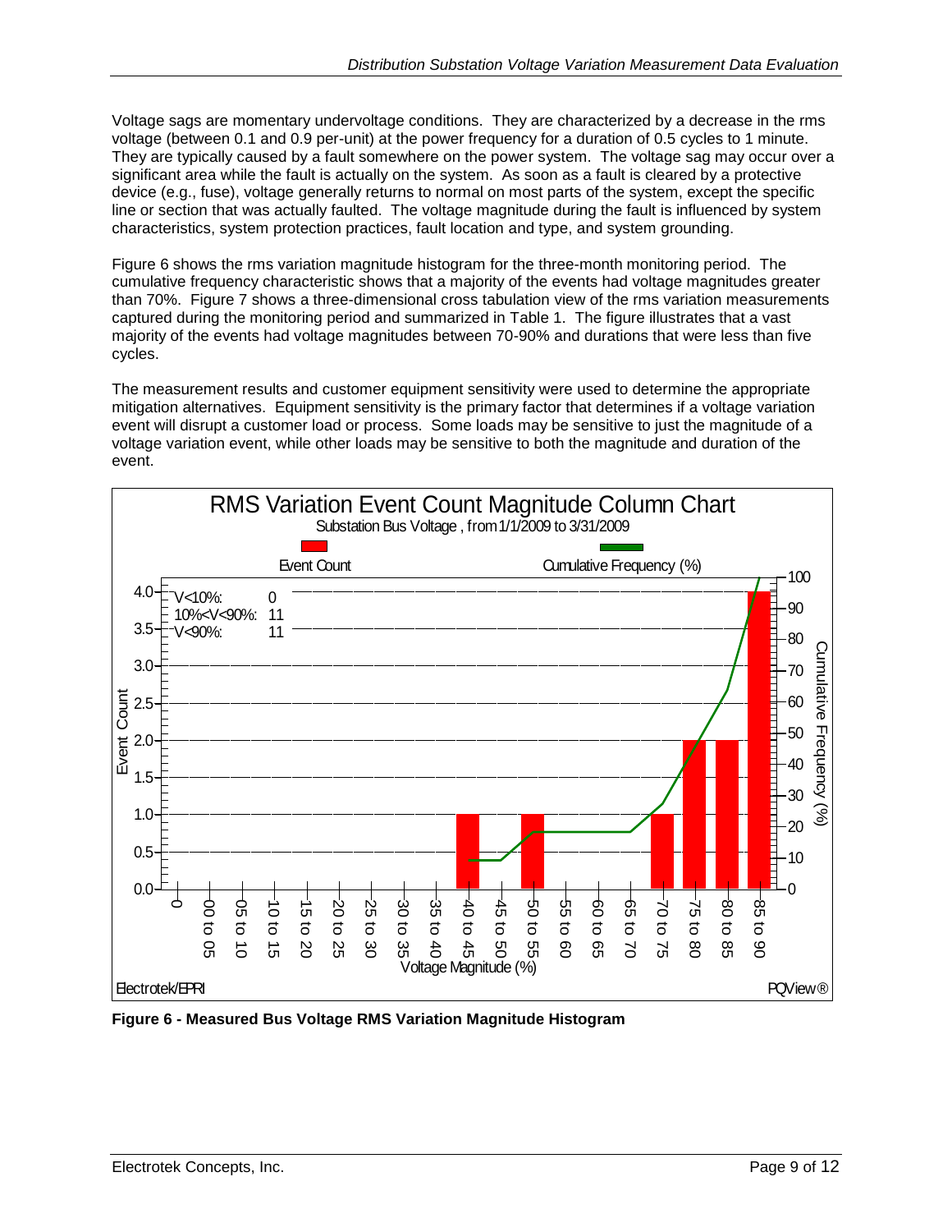Voltage sags are momentary undervoltage conditions. They are characterized by a decrease in the rms voltage (between 0.1 and 0.9 per-unit) at the power frequency for a duration of 0.5 cycles to 1 minute. They are typically caused by a fault somewhere on the power system. The voltage sag may occur over a significant area while the fault is actually on the system. As soon as a fault is cleared by a protective device (e.g., fuse), voltage generally returns to normal on most parts of the system, except the specific line or section that was actually faulted. The voltage magnitude during the fault is influenced by system characteristics, system protection practices, fault location and type, and system grounding.

Figure 6 shows the rms variation magnitude histogram for the three-month monitoring period. The cumulative frequency characteristic shows that a majority of the events had voltage magnitudes greater than 70%. Figure 7 shows a three-dimensional cross tabulation view of the rms variation measurements captured during the monitoring period and summarized in Table 1. The figure illustrates that a vast majority of the events had voltage magnitudes between 70-90% and durations that were less than five cycles.

The measurement results and customer equipment sensitivity were used to determine the appropriate mitigation alternatives. Equipment sensitivity is the primary factor that determines if a voltage variation event will disrupt a customer load or process. Some loads may be sensitive to just the magnitude of a voltage variation event, while other loads may be sensitive to both the magnitude and duration of the event.

**Figure 6 - Measured Bus Voltage RMS Variation Magnitude Histogram**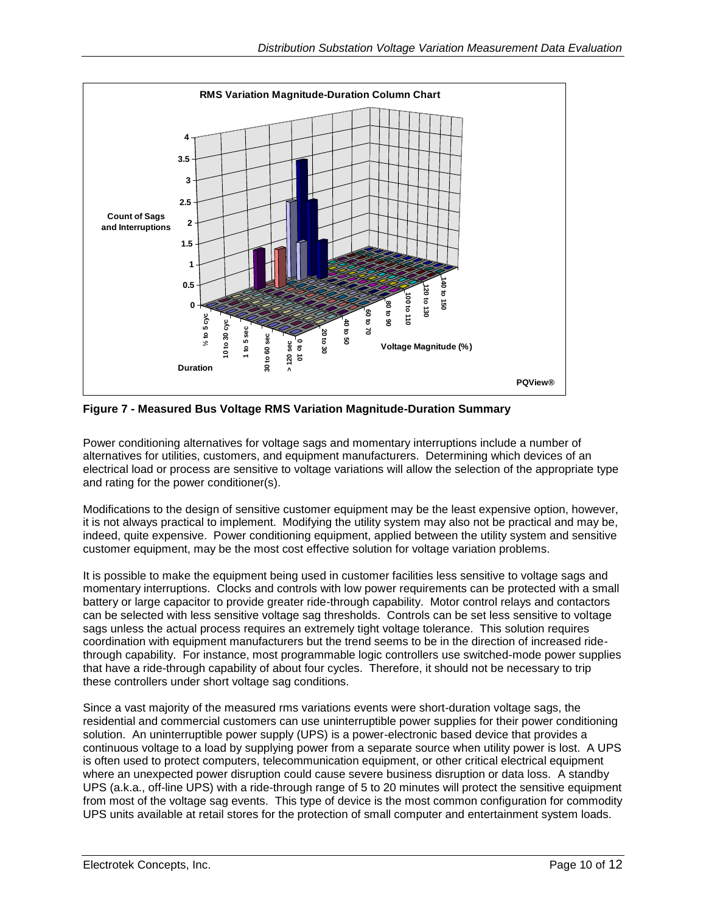**Figure 7 - Measured Bus Voltage RMS Variation Magnitude-Duration Summary**

Power conditioning alternatives for voltage sags and momentary interruptions include a number of alternatives for utilities, customers, and equipment manufacturers. Determining which devices of an electrical load or process are sensitive to voltage variations will allow the selection of the appropriate type and rating for the power conditioner(s).

Modifications to the design of sensitive customer equipment may be the least expensive option, however, it is not always practical to implement. Modifying the utility system may also not be practical and may be, indeed, quite expensive. Power conditioning equipment, applied between the utility system and sensitive customer equipment, may be the most cost effective solution for voltage variation problems.

It is possible to make the equipment being used in customer facilities less sensitive to voltage sags and momentary interruptions. Clocks and controls with low power requirements can be protected with a small battery or large capacitor to provide greater ride-through capability. Motor control relays and contactors can be selected with less sensitive voltage sag thresholds. Controls can be set less sensitive to voltage sags unless the actual process requires an extremely tight voltage tolerance. This solution requires coordination with equipment manufacturers but the trend seems to be in the direction of increased ride-through capability. For instance, most programmable logic controllers use switched-mode power supplies that have a ride-through capability of about four cycles. Therefore, it should not be necessary to trip these controllers under short voltage sag conditions.

Since a vast majority of the measured rms variations events were short-duration voltage sags, the residential and commercial customers can use uninterruptible power supplies for their power conditioning solution. An uninterruptible power supply (UPS) is a power-electronic based device that provides a continuous voltage to a load by supplying power from a separate source when utility power is lost. A UPS is often used to protect computers, telecommunication equipment, or other critical electrical equipment where an unexpected power disruption could cause severe business disruption or data loss. A standby UPS (a.k.a., off-line UPS) with a ride-through range of 5 to 20 minutes will protect the sensitive equipment from most of the voltage sag events. This type of device is the most common configuration for commodity UPS units available at retail stores for the protection of small computer and entertainment system loads.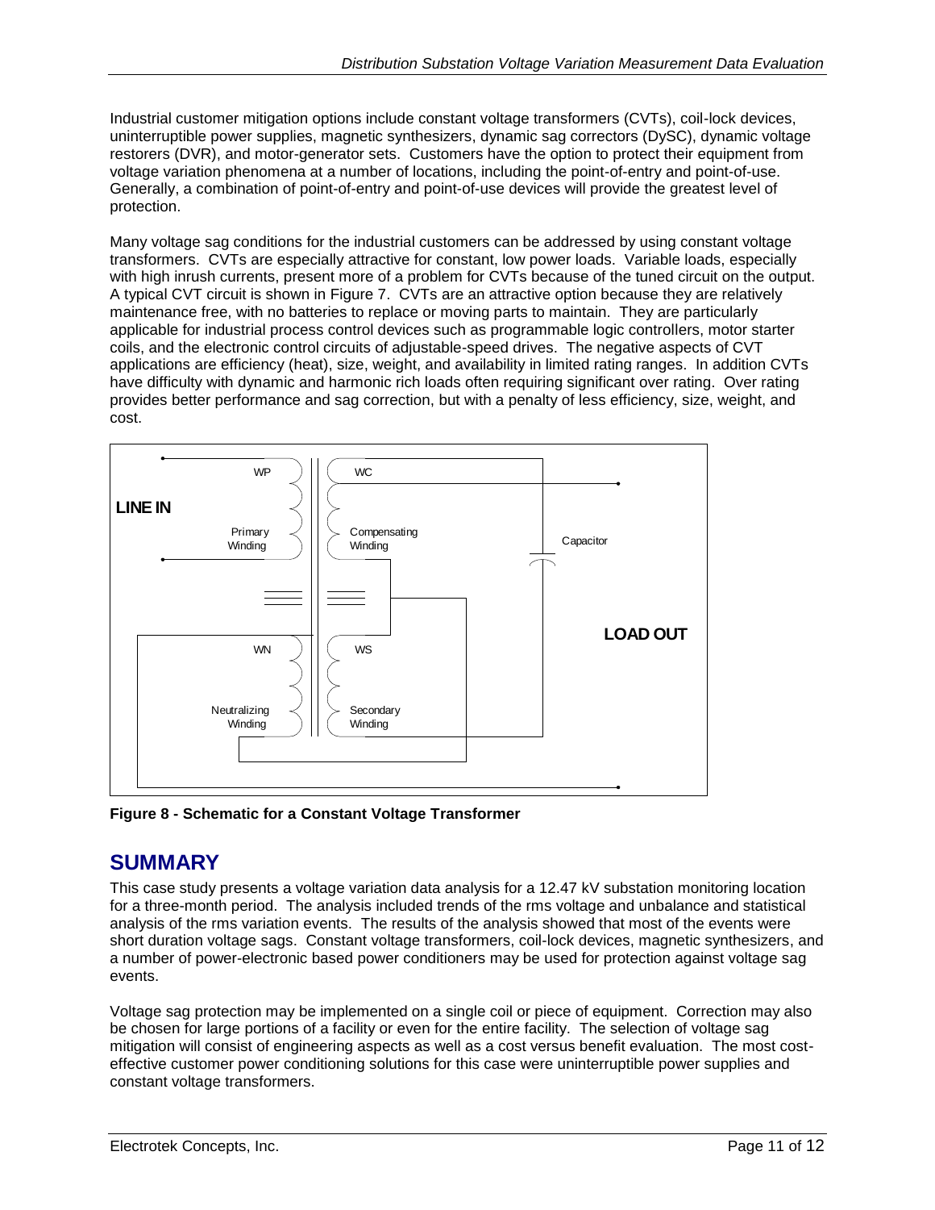Industrial customer mitigation options include constant voltage transformers (CVTs), coil-lock devices, uninterruptible power supplies, magnetic synthesizers, dynamic sag correctors (DySC), dynamic voltage restorers (DVR), and motor-generator sets. Customers have the option to protect their equipment from voltage variation phenomena at a number of locations, including the point-of-entry and point-of-use. Generally, a combination of point-of-entry and point-of-use devices will provide the greatest level of protection.

Many voltage sag conditions for the industrial customers can be addressed by using constant voltage transformers. CVTs are especially attractive for constant, low power loads. Variable loads, especially with high inrush currents, present more of a problem for CVTs because of the tuned circuit on the output. A typical CVT circuit is shown in Figure 7. CVTs are an attractive option because they are relatively maintenance free, with no batteries to replace or moving parts to maintain. They are particularly applicable for industrial process control devices such as programmable logic controllers, motor starter coils, and the electronic control circuits of adjustable-speed drives. The negative aspects of CVT applications are efficiency (heat), size, weight, and availability in limited rating ranges. In addition CVTs have difficulty with dynamic and harmonic rich loads often requiring significant over rating. Over rating provides better performance and sag correction, but with a penalty of less efficiency, size, weight, and cost.

**Figure 8 - Schematic for a Constant Voltage Transformer**

## SUMMARY

This case study presents a voltage variation data analysis for a 12.47 kV substation monitoring location for a three-month period. The analysis included trends of the rms voltage and unbalance and statistical analysis of the rms variation events. The results of the analysis showed that most of the events were short duration voltage sags. Constant voltage transformers, coil-lock devices, magnetic synthesizers, and a number of power-electronic based power conditioners may be used for protection against voltage sag events.

Voltage sag protection may be implemented on a single coil or piece of equipment. Correction may also be chosen for large portions of a facility or even for the entire facility. The selection of voltage sag mitigation will consist of engineering aspects as well as a cost versus benefit evaluation. The most cost-effective customer power conditioning solutions for this case were uninterruptible power supplies and constant voltage transformers.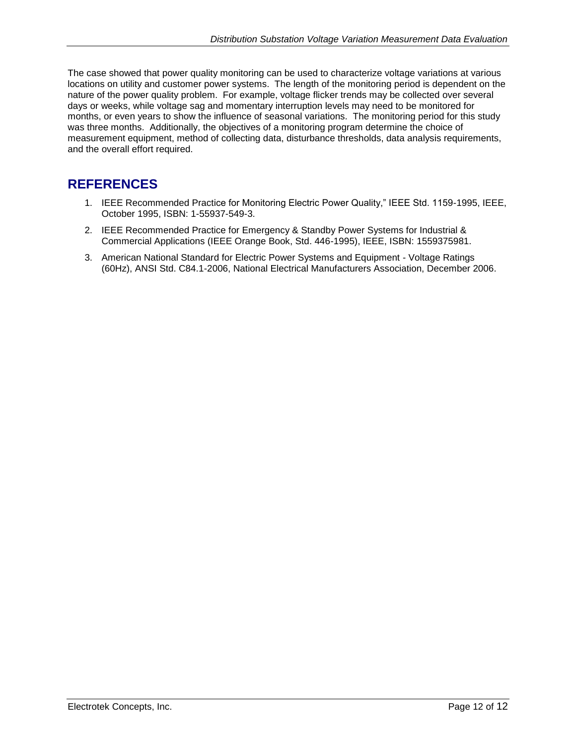The case showed that power quality monitoring can be used to characterize voltage variations at various locations on utility and customer power systems. The length of the monitoring period is dependent on the nature of the power quality problem. For example, voltage flicker trends may be collected over several days or weeks, while voltage sag and momentary interruption levels may need to be monitored for months, or even years to show the influence of seasonal variations. The monitoring period for this study was three months. Additionally, the objectives of a monitoring program determine the choice of measurement equipment, method of collecting data, disturbance thresholds, data analysis requirements, and the overall effort required.

## REFERENCES

1. IEEE Recommended Practice for Monitoring Electric Power Quality," IEEE Std. 1159-1995, IEEE, October 1995, ISBN: 1-55937-549-3.
2. IEEE Recommended Practice for Emergency & Standby Power Systems for Industrial & Commercial Applications (IEEE Orange Book, Std. 446-1995), IEEE, ISBN: 1559375981.
3. American National Standard for Electric Power Systems and Equipment - Voltage Ratings (60Hz), ANSI Std. C84.1-2006, National Electrical Manufacturers Association, December 2006.